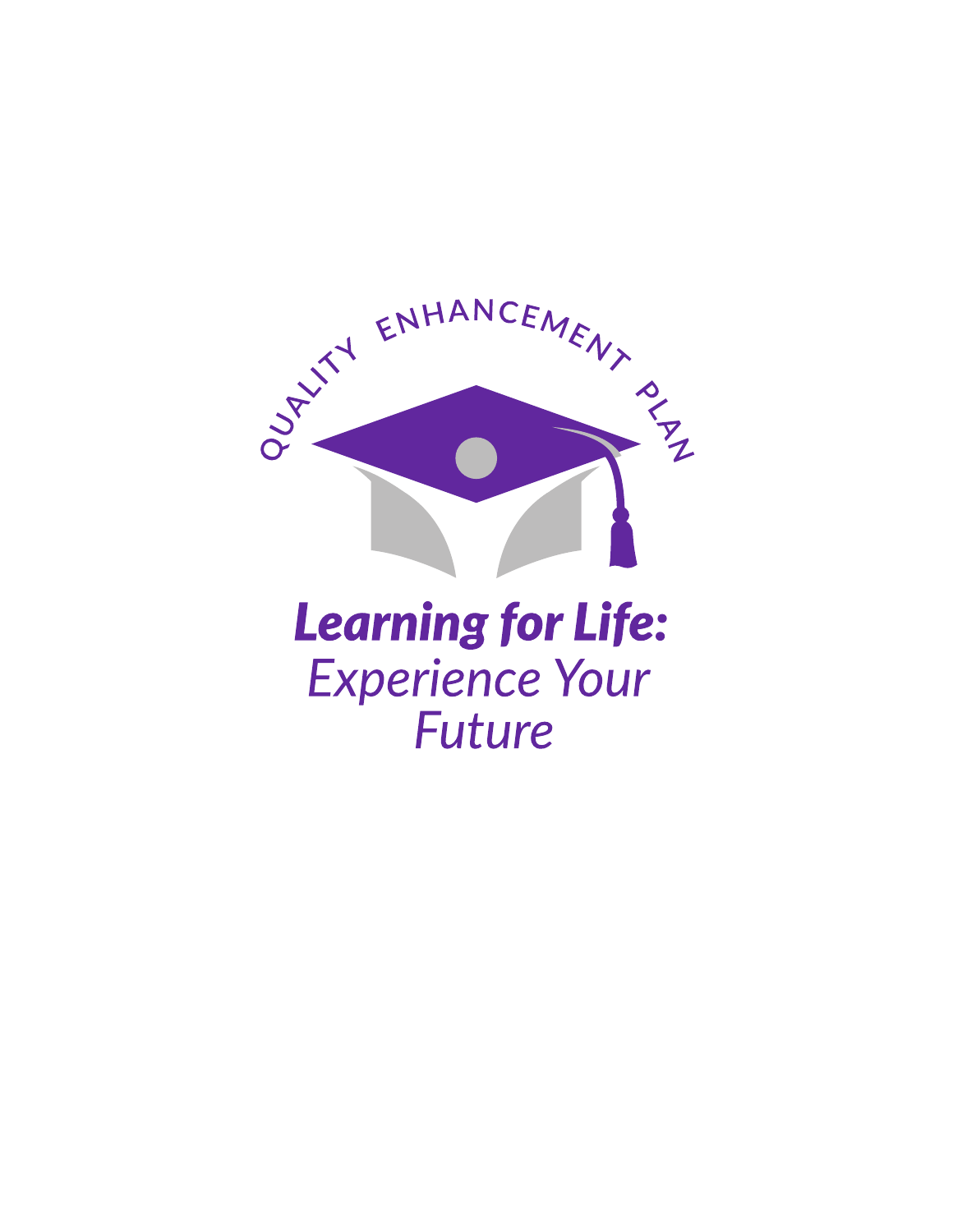QUALITY ENHANCEMENT PLAN

# **Learning for Life:**

## *Experience Your Future*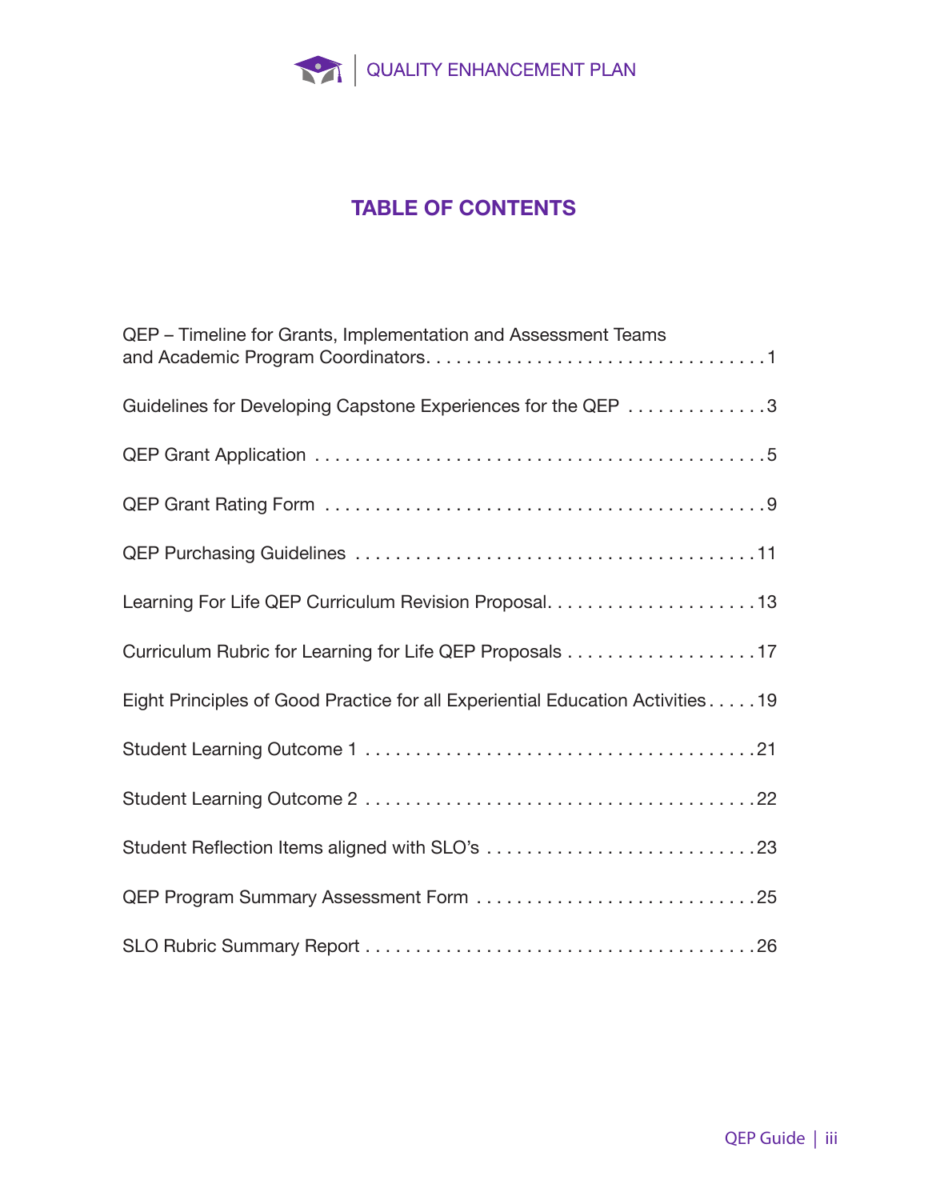# TABLE OF CONTENTS

QEP – Timeline for Grants, Implementation and Assessment Teams and Academic Program Coordinators . . . . . 1

Guidelines for Developing Capstone Experiences for the QEP . . . . . 3

QEP Grant Application . . . . . 5

QEP Grant Rating Form . . . . . 9

QEP Purchasing Guidelines . . . . . 11

Learning For Life QEP Curriculum Revision Proposal . . . . . 13

Curriculum Rubric for Learning for Life QEP Proposals . . . . . 17

Eight Principles of Good Practice for all Experiential Education Activities . . . . . 19

Student Learning Outcome 1 . . . . . 21

Student Learning Outcome 2 . . . . . 22

Student Reflection Items aligned with SLO's . . . . . 23

QEP Program Summary Assessment Form . . . . . 25

SLO Rubric Summary Report . . . . . 26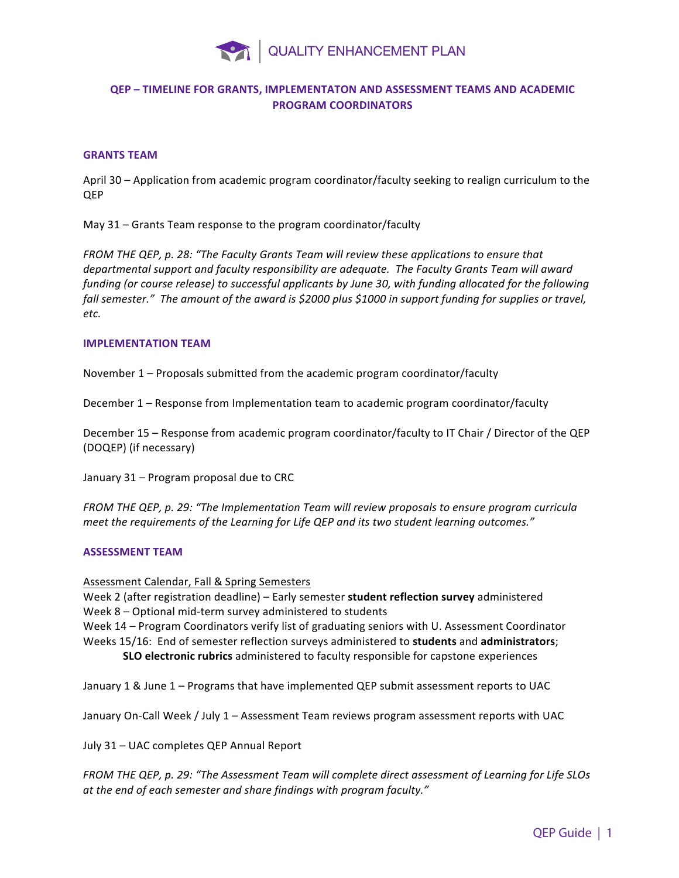# QEP – TIMELINE FOR GRANTS, IMPLEMENTATON AND ASSESSMENT TEAMS AND ACADEMIC PROGRAM COORDINATORS

## GRANTS TEAM

April 30 – Application from academic program coordinator/faculty seeking to realign curriculum to the QEP

May 31 – Grants Team response to the program coordinator/faculty

*FROM THE QEP, p. 28: "The Faculty Grants Team will review these applications to ensure that departmental support and faculty responsibility are adequate. The Faculty Grants Team will award funding (or course release) to successful applicants by June 30, with funding allocated for the following fall semester." The amount of the award is $2000 plus $1000 in support funding for supplies or travel, etc.*

## IMPLEMENTATION TEAM

November 1 – Proposals submitted from the academic program coordinator/faculty

December 1 – Response from Implementation team to academic program coordinator/faculty

December 15 – Response from academic program coordinator/faculty to IT Chair / Director of the QEP (DOQEP) (if necessary)

January 31 – Program proposal due to CRC

*FROM THE QEP, p. 29: "The Implementation Team will review proposals to ensure program curricula meet the requirements of the Learning for Life QEP and its two student learning outcomes."*

## ASSESSMENT TEAM

<u>Assessment Calendar, Fall & Spring Semesters</u>
Week 2 (after registration deadline) – Early semester **student reflection survey** administered
Week 8 – Optional mid-term survey administered to students
Week 14 – Program Coordinators verify list of graduating seniors with U. Assessment Coordinator
Weeks 15/16: End of semester reflection surveys administered to **students** and **administrators**;
**SLO electronic rubrics** administered to faculty responsible for capstone experiences

January 1 & June 1 – Programs that have implemented QEP submit assessment reports to UAC

January On-Call Week / July 1 – Assessment Team reviews program assessment reports with UAC

July 31 – UAC completes QEP Annual Report

*FROM THE QEP, p. 29: "The Assessment Team will complete direct assessment of Learning for Life SLOs at the end of each semester and share findings with program faculty."*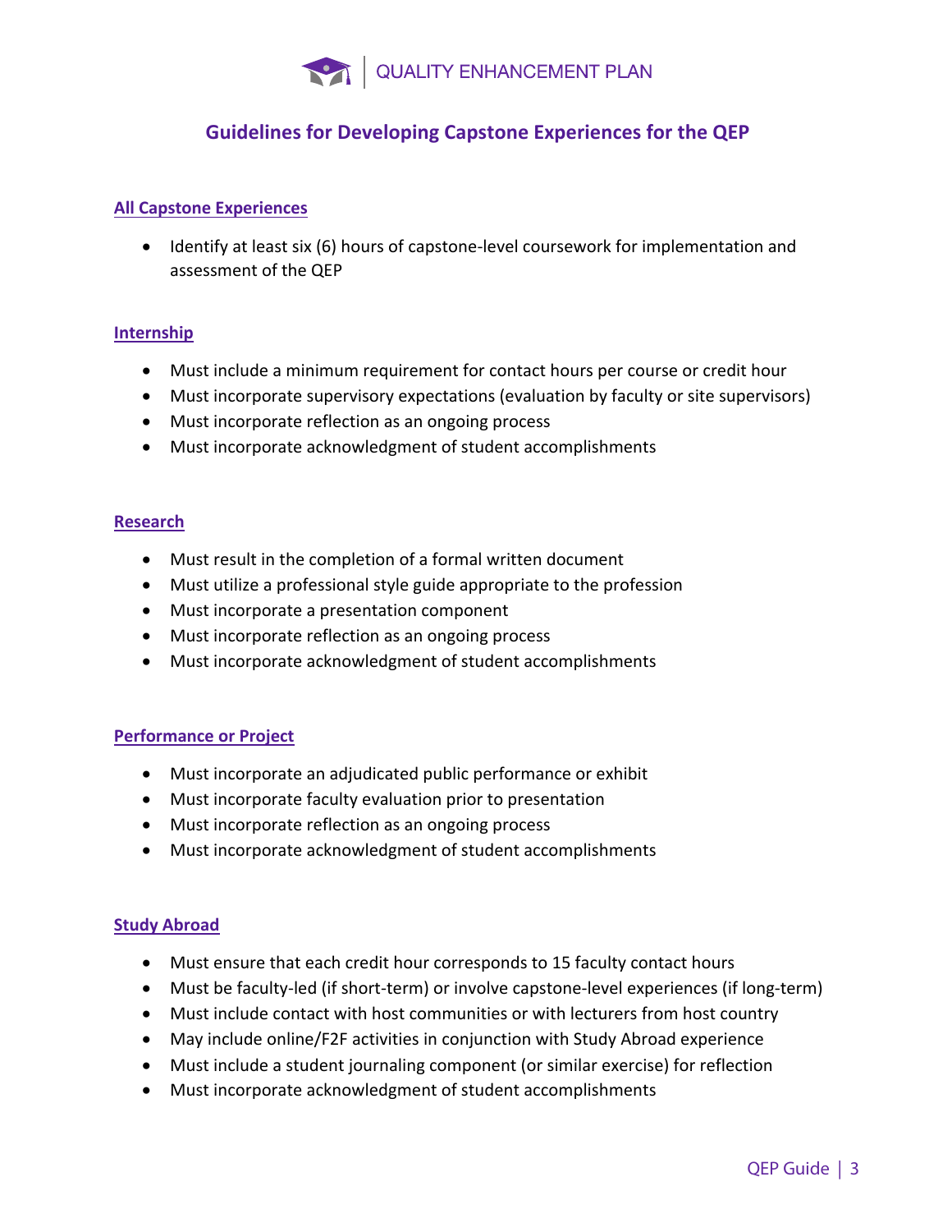## Guidelines for Developing Capstone Experiences for the QEP

### All Capstone Experiences

- Identify at least six (6) hours of capstone-level coursework for implementation and assessment of the QEP

### Internship

- Must include a minimum requirement for contact hours per course or credit hour
- Must incorporate supervisory expectations (evaluation by faculty or site supervisors)
- Must incorporate reflection as an ongoing process
- Must incorporate acknowledgment of student accomplishments

### Research

- Must result in the completion of a formal written document
- Must utilize a professional style guide appropriate to the profession
- Must incorporate a presentation component
- Must incorporate reflection as an ongoing process
- Must incorporate acknowledgment of student accomplishments

### Performance or Project

- Must incorporate an adjudicated public performance or exhibit
- Must incorporate faculty evaluation prior to presentation
- Must incorporate reflection as an ongoing process
- Must incorporate acknowledgment of student accomplishments

### Study Abroad

- Must ensure that each credit hour corresponds to 15 faculty contact hours
- Must be faculty-led (if short-term) or involve capstone-level experiences (if long-term)
- Must include contact with host communities or with lecturers from host country
- May include online/F2F activities in conjunction with Study Abroad experience
- Must include a student journaling component (or similar exercise) for reflection
- Must incorporate acknowledgment of student accomplishments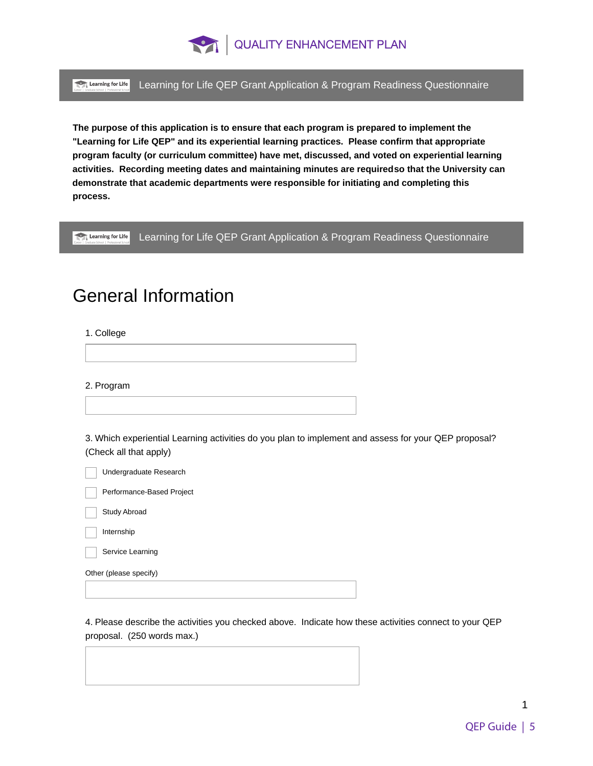# QUALITY ENHANCEMENT PLAN

## Learning for Life QEP Grant Application & Program Readiness Questionnaire

**The purpose of this application is to ensure that each program is prepared to implement the "Learning for Life QEP" and its experiential learning practices. Please confirm that appropriate program faculty (or curriculum committee) have met, discussed, and voted on experiential learning activities. Recording meeting dates and maintaining minutes are requiredso that the University can demonstrate that academic departments were responsible for initiating and completing this process.**

## Learning for Life QEP Grant Application & Program Readiness Questionnaire

# General Information

1. College

______________________________

2. Program

______________________________

3. Which experiential Learning activities do you plan to implement and assess for your QEP proposal? (Check all that apply)

- [ ] Undergraduate Research
- [ ] Performance-Based Project
- [ ] Study Abroad
- [ ] Internship
- [ ] Service Learning

Other (please specify)

______________________________

4. Please describe the activities you checked above. Indicate how these activities connect to your QEP proposal. (250 words max.)

______________________________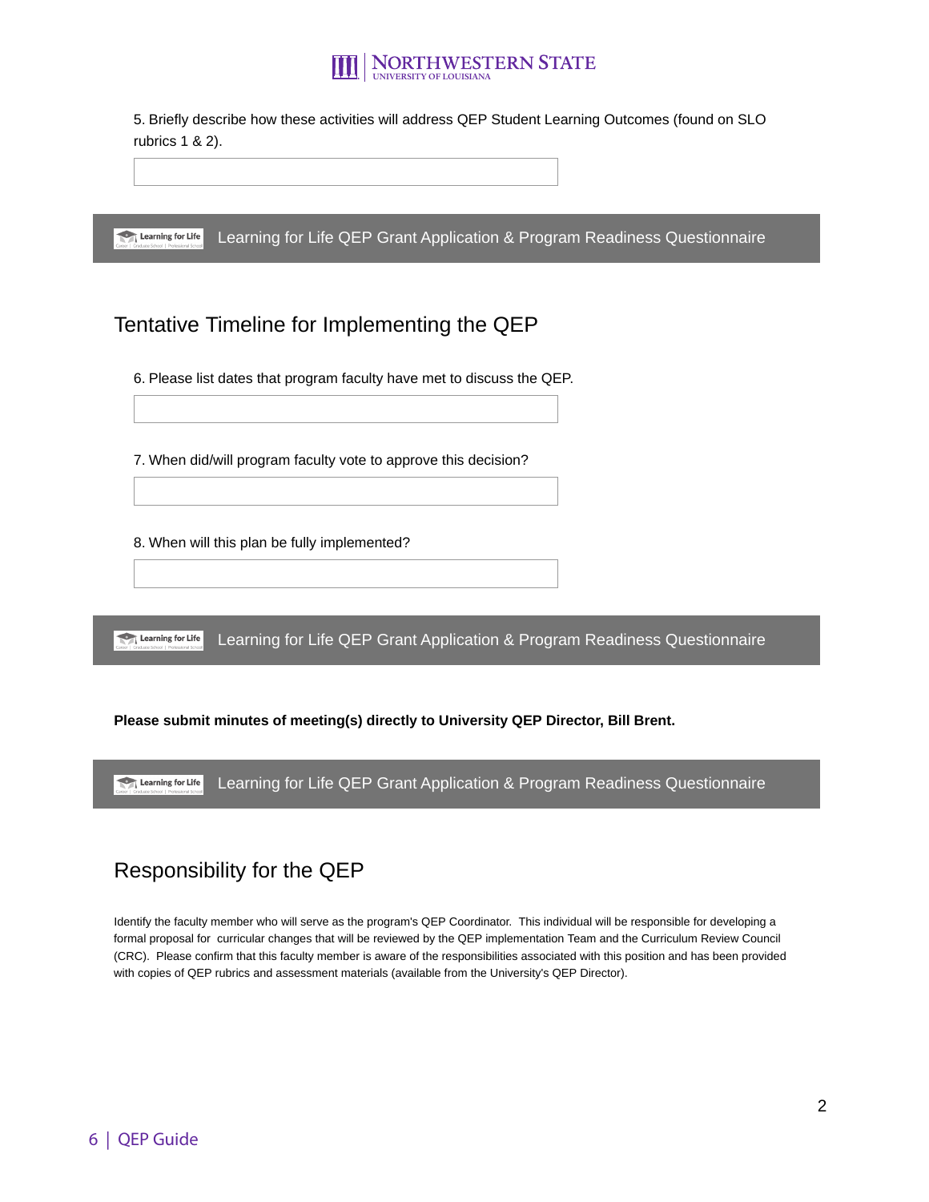5. Briefly describe how these activities will address QEP Student Learning Outcomes (found on SLO rubrics 1 & 2).

Learning for Life QEP Grant Application & Program Readiness Questionnaire

## Tentative Timeline for Implementing the QEP

6. Please list dates that program faculty have met to discuss the QEP.

7. When did/will program faculty vote to approve this decision?

8. When will this plan be fully implemented?

Learning for Life QEP Grant Application & Program Readiness Questionnaire

**Please submit minutes of meeting(s) directly to University QEP Director, Bill Brent.**

Learning for Life QEP Grant Application & Program Readiness Questionnaire

## Responsibility for the QEP

Identify the faculty member who will serve as the program's QEP Coordinator. This individual will be responsible for developing a formal proposal for curricular changes that will be reviewed by the QEP implementation Team and the Curriculum Review Council (CRC). Please confirm that this faculty member is aware of the responsibilities associated with this position and has been provided with copies of QEP rubrics and assessment materials (available from the University's QEP Director).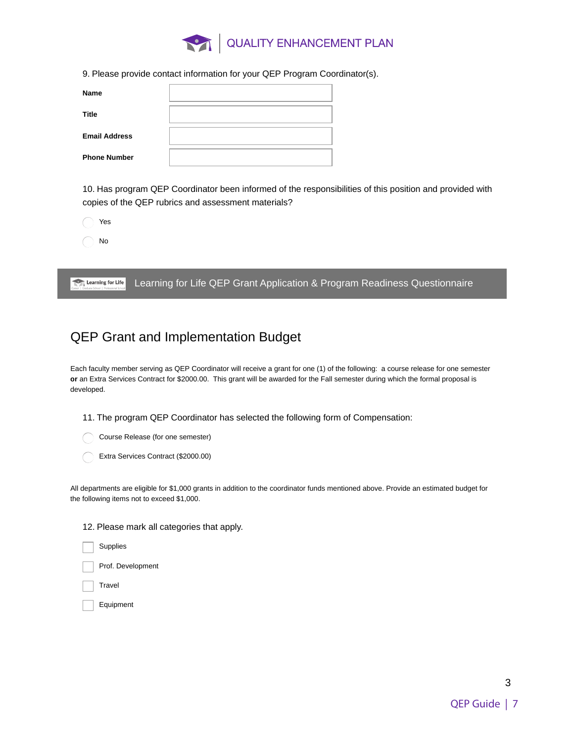9. Please provide contact information for your QEP Program Coordinator(s).

| | |
|---|---|
| **Name** | |
| **Title** | |
| **Email Address** | |
| **Phone Number** | |

10. Has program QEP Coordinator been informed of the responsibilities of this position and provided with copies of the QEP rubrics and assessment materials?

- ○ Yes
- ○ No

Learning for Life QEP Grant Application & Program Readiness Questionnaire

## QEP Grant and Implementation Budget

Each faculty member serving as QEP Coordinator will receive a grant for one (1) of the following: a course release for one semester **or** an Extra Services Contract for $2000.00. This grant will be awarded for the Fall semester during which the formal proposal is developed.

11. The program QEP Coordinator has selected the following form of Compensation:

- ○ Course Release (for one semester)
- ○ Extra Services Contract ($2000.00)

All departments are eligible for $1,000 grants in addition to the coordinator funds mentioned above. Provide an estimated budget for the following items not to exceed $1,000.

12. Please mark all categories that apply.

- ☐ Supplies
- ☐ Prof. Development
- ☐ Travel
- ☐ Equipment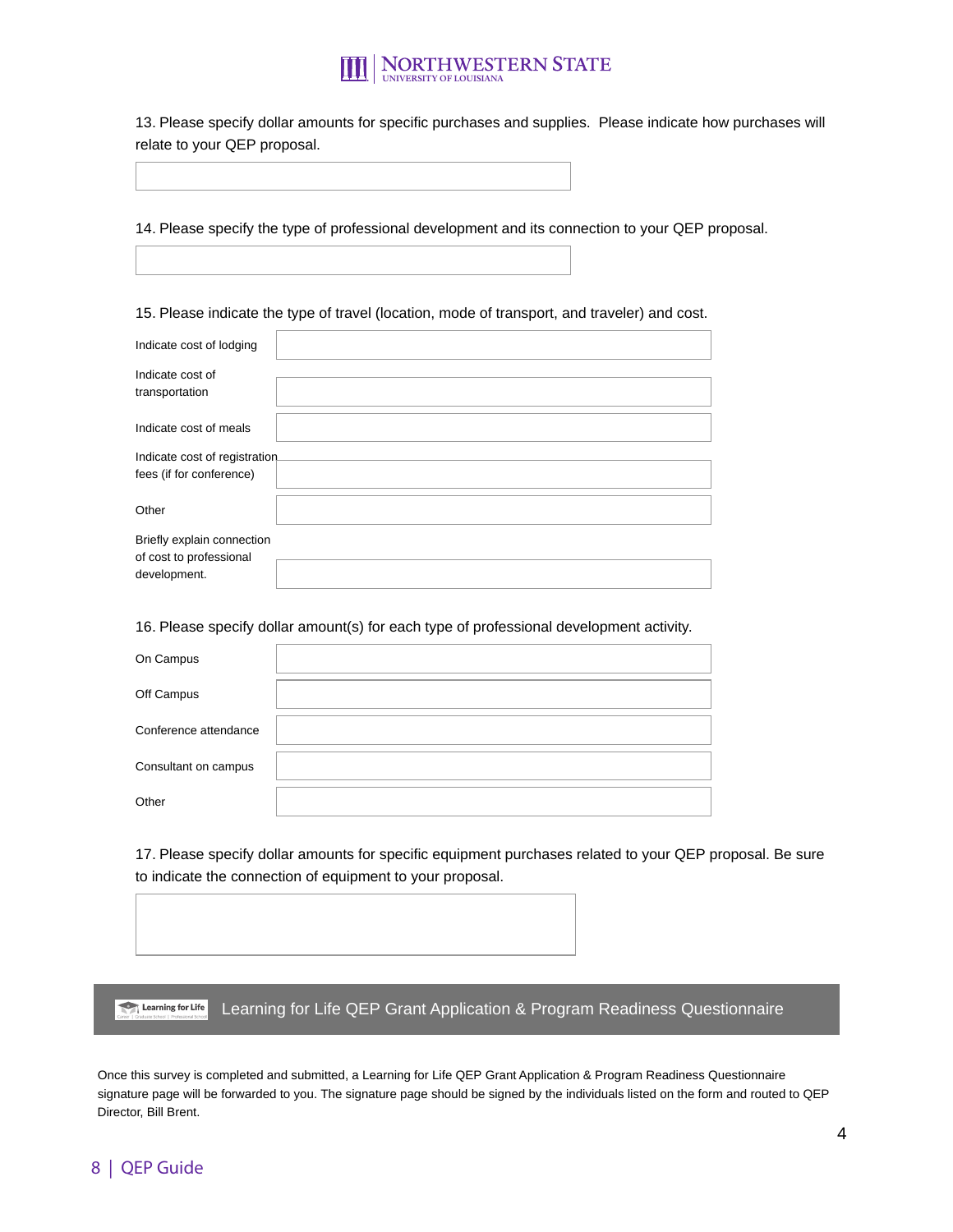13. Please specify dollar amounts for specific purchases and supplies. Please indicate how purchases will relate to your QEP proposal.

14. Please specify the type of professional development and its connection to your QEP proposal.

15. Please indicate the type of travel (location, mode of transport, and traveler) and cost.

| | |
|---|---|
| Indicate cost of lodging | |
| Indicate cost of transportation | |
| Indicate cost of meals | |
| Indicate cost of registration fees (if for conference) | |
| Other | |
| Briefly explain connection of cost to professional development. | |

16. Please specify dollar amount(s) for each type of professional development activity.

| | |
|---|---|
| On Campus | |
| Off Campus | |
| Conference attendance | |
| Consultant on campus | |
| Other | |

17. Please specify dollar amounts for specific equipment purchases related to your QEP proposal. Be sure to indicate the connection of equipment to your proposal.

**Learning for Life QEP Grant Application & Program Readiness Questionnaire**

Once this survey is completed and submitted, a Learning for Life QEP Grant Application & Program Readiness Questionnaire signature page will be forwarded to you. The signature page should be signed by the individuals listed on the form and routed to QEP Director, Bill Brent.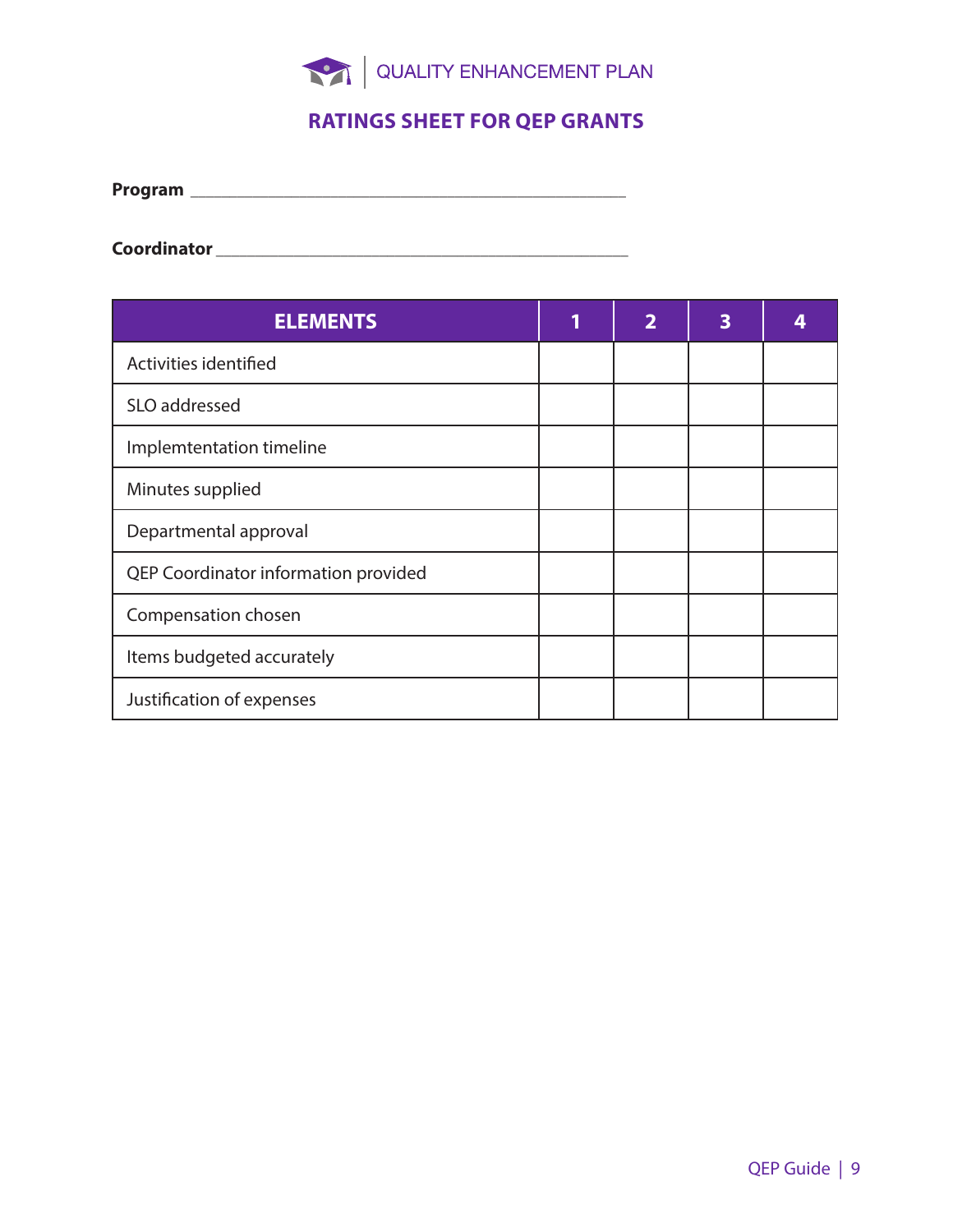# RATINGS SHEET FOR QEP GRANTS

**Program** ______________________________________________

**Coordinator** ______________________________________________

| ELEMENTS | 1 | 2 | 3 | 4 |
|---|---|---|---|---|
| Activities identified | | | | |
| SLO addressed | | | | |
| Implemtentation timeline | | | | |
| Minutes supplied | | | | |
| Departmental approval | | | | |
| QEP Coordinator information provided | | | | |
| Compensation chosen | | | | |
| Items budgeted accurately | | | | |
| Justification of expenses | | | | |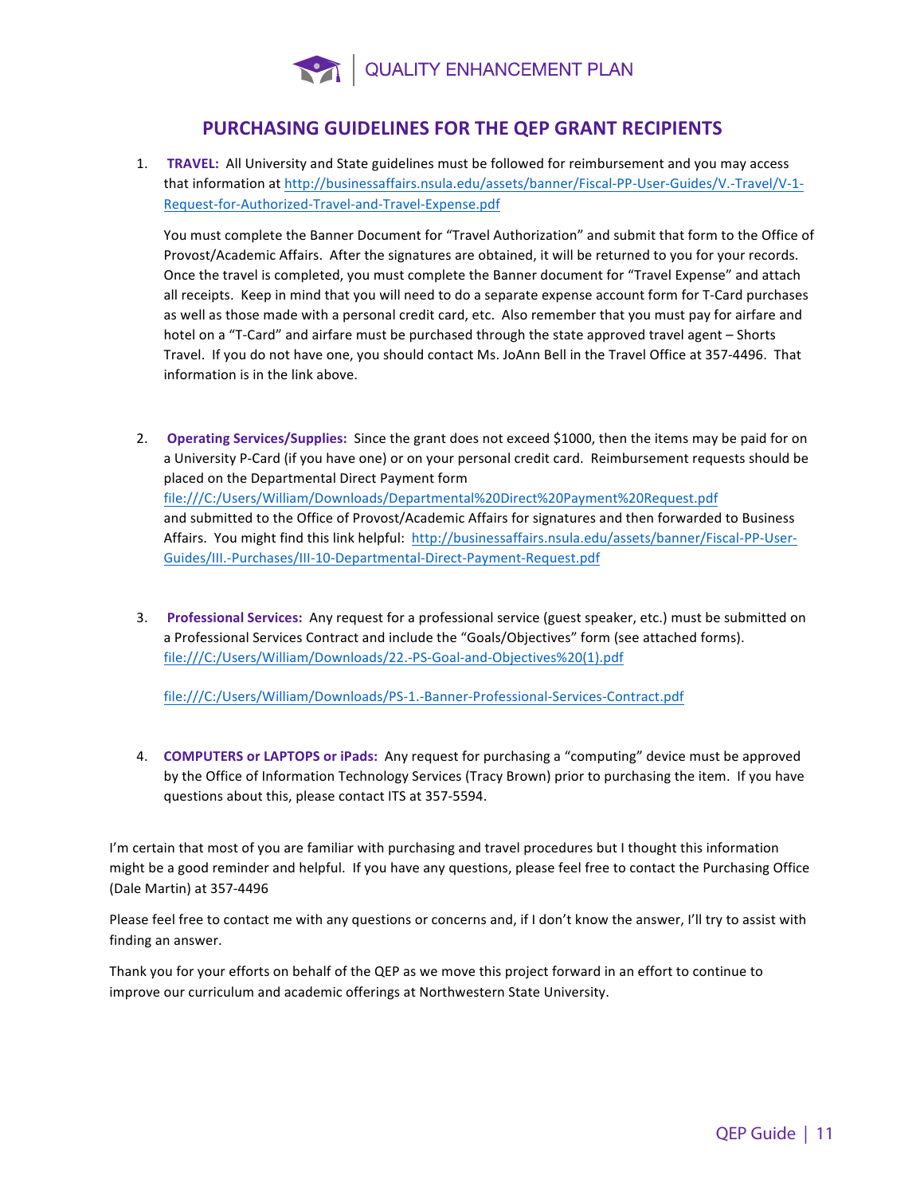# PURCHASING GUIDELINES FOR THE QEP GRANT RECIPIENTS

1. **TRAVEL:** All University and State guidelines must be followed for reimbursement and you may access that information at http://businessaffairs.nsula.edu/assets/banner/Fiscal-PP-User-Guides/V.-Travel/V-1-Request-for-Authorized-Travel-and-Travel-Expense.pdf

   You must complete the Banner Document for "Travel Authorization" and submit that form to the Office of Provost/Academic Affairs. After the signatures are obtained, it will be returned to you for your records. Once the travel is completed, you must complete the Banner document for "Travel Expense" and attach all receipts. Keep in mind that you will need to do a separate expense account form for T-Card purchases as well as those made with a personal credit card, etc. Also remember that you must pay for airfare and hotel on a "T-Card" and airfare must be purchased through the state approved travel agent – Shorts Travel. If you do not have one, you should contact Ms. JoAnn Bell in the Travel Office at 357-4496. That information is in the link above.

2. **Operating Services/Supplies:** Since the grant does not exceed $1000, then the items may be paid for on a University P-Card (if you have one) or on your personal credit card. Reimbursement requests should be placed on the Departmental Direct Payment form file:///C:/Users/William/Downloads/Departmental%20Direct%20Payment%20Request.pdf and submitted to the Office of Provost/Academic Affairs for signatures and then forwarded to Business Affairs. You might find this link helpful: http://businessaffairs.nsula.edu/assets/banner/Fiscal-PP-User-Guides/III.-Purchases/III-10-Departmental-Direct-Payment-Request.pdf

3. **Professional Services:** Any request for a professional service (guest speaker, etc.) must be submitted on a Professional Services Contract and include the "Goals/Objectives" form (see attached forms). file:///C:/Users/William/Downloads/22.-PS-Goal-and-Objectives%20(1).pdf

   file:///C:/Users/William/Downloads/PS-1.-Banner-Professional-Services-Contract.pdf

4. **COMPUTERS or LAPTOPS or iPads:** Any request for purchasing a "computing" device must be approved by the Office of Information Technology Services (Tracy Brown) prior to purchasing the item. If you have questions about this, please contact ITS at 357-5594.

I'm certain that most of you are familiar with purchasing and travel procedures but I thought this information might be a good reminder and helpful. If you have any questions, please feel free to contact the Purchasing Office (Dale Martin) at 357-4496

Please feel free to contact me with any questions or concerns and, if I don't know the answer, I'll try to assist with finding an answer.

Thank you for your efforts on behalf of the QEP as we move this project forward in an effort to continue to improve our curriculum and academic offerings at Northwestern State University.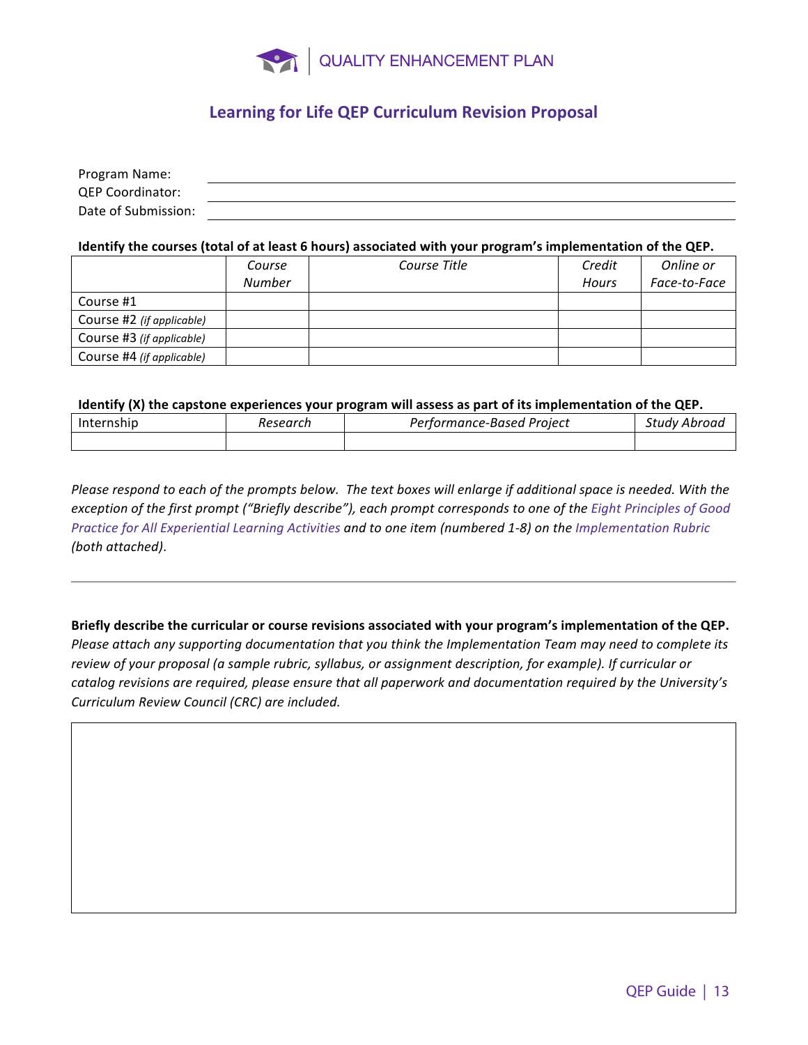QUALITY ENHANCEMENT PLAN

## Learning for Life QEP Curriculum Revision Proposal

Program Name: ______________________________

QEP Coordinator: ______________________________

Date of Submission: ______________________________

**Identify the courses (total of at least 6 hours) associated with your program's implementation of the QEP.**

| | *Course Number* | *Course Title* | *Credit Hours* | *Online or Face-to-Face* |
|---|---|---|---|---|
| Course #1 | | | | |
| Course #2 *(if applicable)* | | | | |
| Course #3 *(if applicable)* | | | | |
| Course #4 *(if applicable)* | | | | |

**Identify (X) the capstone experiences your program will assess as part of its implementation of the QEP.**

| Internship | *Research* | *Performance-Based Project* | *Study Abroad* |
|---|---|---|---|
| | | | |

*Please respond to each of the prompts below. The text boxes will enlarge if additional space is needed. With the exception of the first prompt ("Briefly describe"), each prompt corresponds to one of the Eight Principles of Good Practice for All Experiential Learning Activities and to one item (numbered 1-8) on the Implementation Rubric (both attached).*

---

**Briefly describe the curricular or course revisions associated with your program's implementation of the QEP.** *Please attach any supporting documentation that you think the Implementation Team may need to complete its review of your proposal (a sample rubric, syllabus, or assignment description, for example). If curricular or catalog revisions are required, please ensure that all paperwork and documentation required by the University's Curriculum Review Council (CRC) are included.*

| |
|---|
| |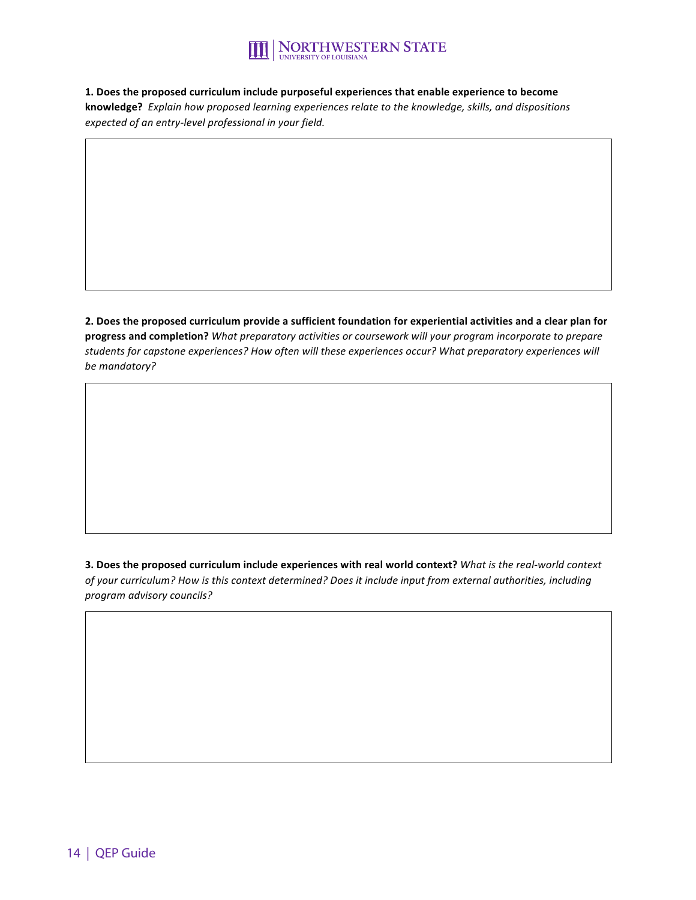**1. Does the proposed curriculum include purposeful experiences that enable experience to become knowledge?** *Explain how proposed learning experiences relate to the knowledge, skills, and dispositions expected of an entry-level professional in your field.*

**2. Does the proposed curriculum provide a sufficient foundation for experiential activities and a clear plan for progress and completion?** *What preparatory activities or coursework will your program incorporate to prepare students for capstone experiences? How often will these experiences occur? What preparatory experiences will be mandatory?*

**3. Does the proposed curriculum include experiences with real world context?** *What is the real-world context of your curriculum? How is this context determined? Does it include input from external authorities, including program advisory councils?*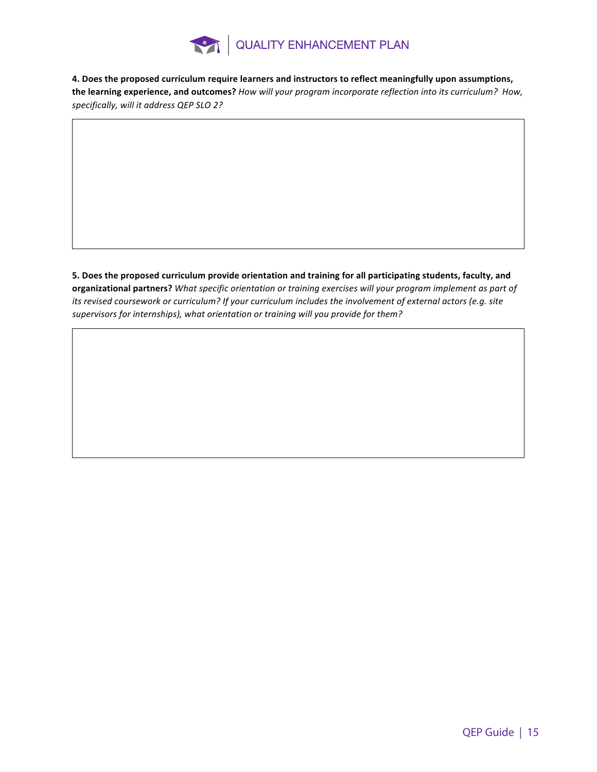**4. Does the proposed curriculum require learners and instructors to reflect meaningfully upon assumptions, the learning experience, and outcomes?** *How will your program incorporate reflection into its curriculum? How, specifically, will it address QEP SLO 2?*

**5. Does the proposed curriculum provide orientation and training for all participating students, faculty, and organizational partners?** *What specific orientation or training exercises will your program implement as part of its revised coursework or curriculum? If your curriculum includes the involvement of external actors (e.g. site supervisors for internships), what orientation or training will you provide for them?*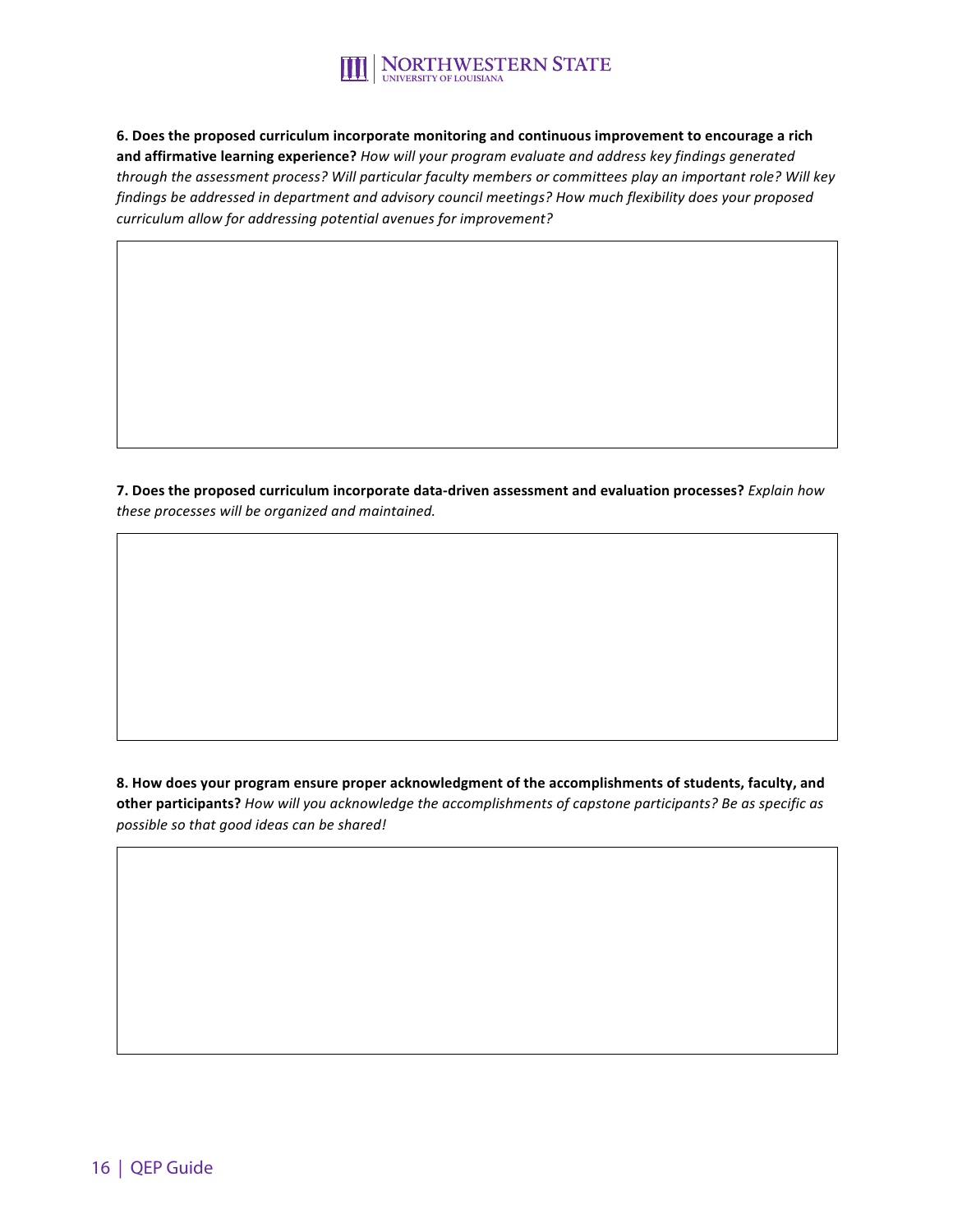**6. Does the proposed curriculum incorporate monitoring and continuous improvement to encourage a rich and affirmative learning experience?** *How will your program evaluate and address key findings generated through the assessment process? Will particular faculty members or committees play an important role? Will key findings be addressed in department and advisory council meetings? How much flexibility does your proposed curriculum allow for addressing potential avenues for improvement?*

**7. Does the proposed curriculum incorporate data-driven assessment and evaluation processes?** *Explain how these processes will be organized and maintained.*

**8. How does your program ensure proper acknowledgment of the accomplishments of students, faculty, and other participants?** *How will you acknowledge the accomplishments of capstone participants? Be as specific as possible so that good ideas can be shared!*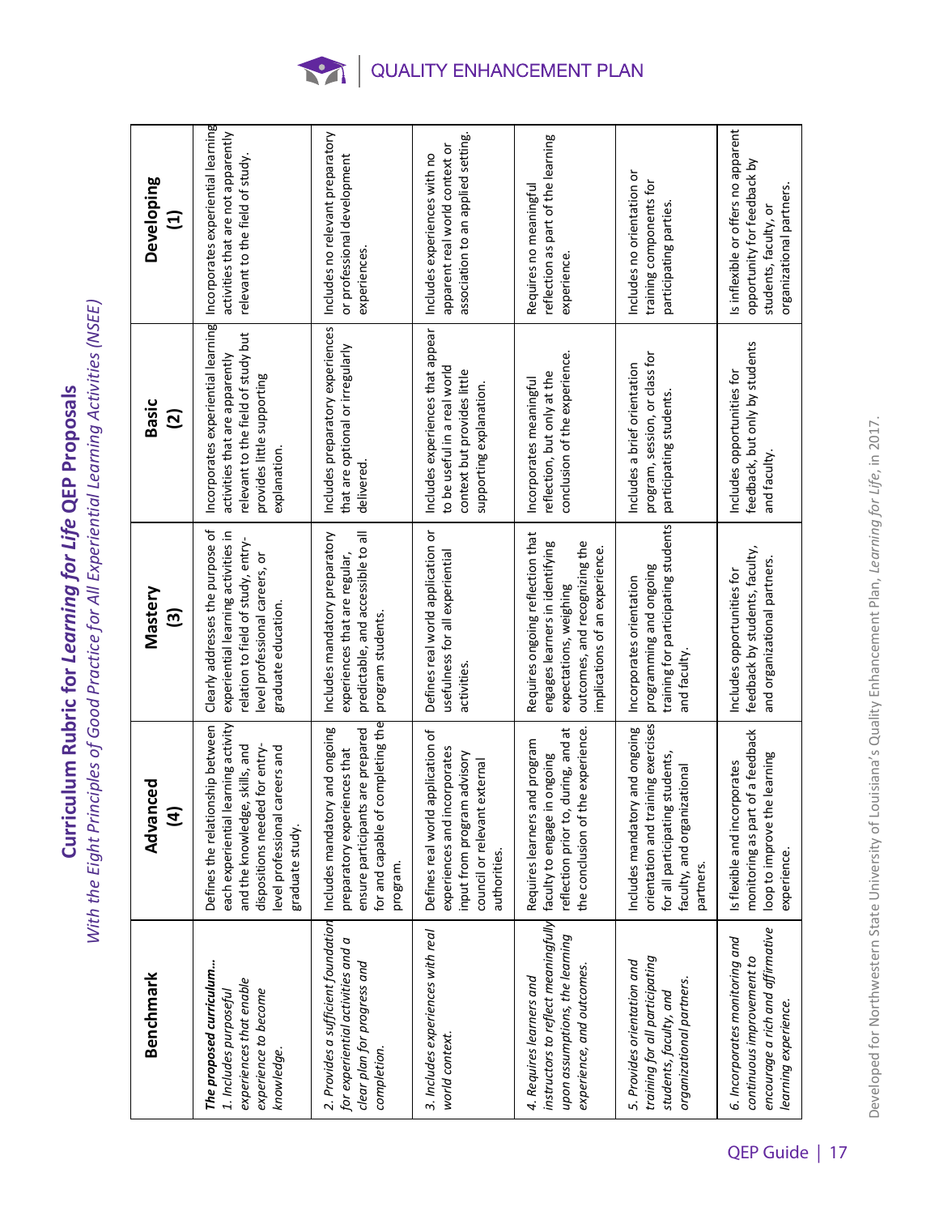# Curriculum Rubric for *Learning for Life* QEP Proposals

*With the Eight Principles of Good Practice for All Experiential Learning Activities (NSEE)*

| Benchmark | Advanced (4) | Mastery (3) | Basic (2) | Developing (1) |
|---|---|---|---|---|
| ***The proposed curriculum…*** *1. Includes purposeful experiences that enable experience to become knowledge.* | Defines the relationship between each experiential learning activity and the knowledge, skills, and dispositions needed for entry-level professional careers and graduate study. | Clearly addresses the purpose of experiential learning activities in relation to field of study, entry-level professional careers, or graduate education. | Incorporates experiential learning activities that are apparently relevant to the field of study but provides little supporting explanation. | Incorporates experiential learning activities that are not apparently relevant to the field of study. |
| *2. Provides a sufficient foundation for experiential activities and a clear plan for progress and completion.* | Includes mandatory and ongoing preparatory experiences that ensure participants are prepared for and capable of completing the program. | Includes mandatory preparatory experiences that are regular, predictable, and accessible to all program students. | Includes preparatory experiences that are optional or irregularly delivered. | Includes no relevant preparatory or professional development experiences. |
| *3. Includes experiences with real world context.* | Defines real world application of experiences and incorporates input from program advisory council or relevant external authorities. | Defines real world application or usefulness for all experiential activities. | Includes experiences that appear to be useful in a real world context but provides little supporting explanation. | Includes experiences with no apparent real world context or association to an applied setting. |
| *4. Requires learners and instructors to reflect meaningfully upon assumptions, the learning experience, and outcomes.* | Requires learners and program faculty to engage in ongoing reflection prior to, during, and at the conclusion of the experience. | Requires ongoing reflection that engages learners in identifying expectations, weighing outcomes, and recognizing the implications of an experience. | Incorporates meaningful reflection, but only at the conclusion of the experience. | Requires no meaningful reflection as part of the learning experience. |
| *5. Provides orientation and training for all participating students, faculty, and organizational partners.* | Includes mandatory and ongoing orientation and training exercises for all participating students, faculty, and organizational partners. | Incorporates orientation programming and ongoing training for participating students and faculty. | Includes a brief orientation program, session, or class for participating students. | Includes no orientation or training components for participating parties. |
| *6. Incorporates monitoring and continuous improvement to encourage a rich and affirmative learning experience.* | Is flexible and incorporates monitoring as part of a feedback loop to improve the learning experience. | Includes opportunities for feedback by students, faculty, and organizational partners. | Includes opportunities for feedback, but only by students and faculty. | Is inflexible or offers no apparent opportunity for feedback by students, faculty, or organizational partners. |

Developed for Northwestern State University of Louisiana's Quality Enhancement Plan, *Learning for Life*, in 2017.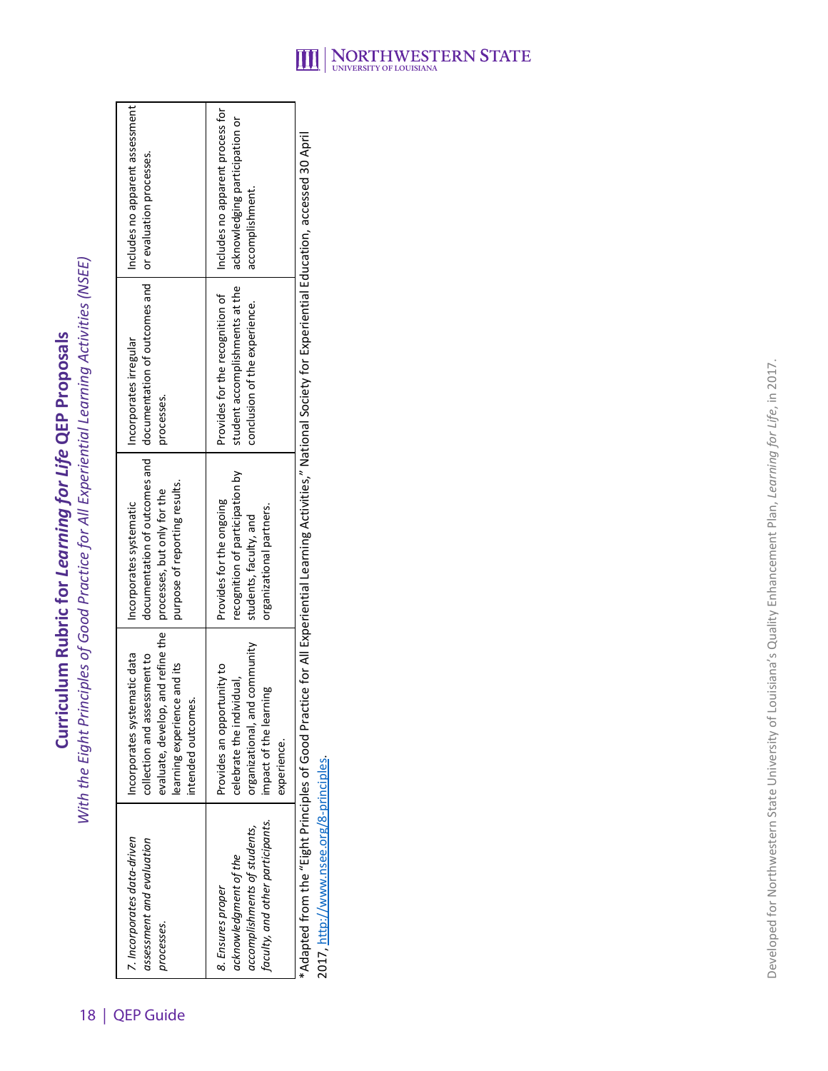# Curriculum Rubric for *Learning for Life* QEP Proposals

*With the Eight Principles of Good Practice for All Experiential Learning Activities (NSEE)*

| | | | | |
|---|---|---|---|---|
| *7. Incorporates data-driven assessment and evaluation processes.* | Incorporates systematic data collection and assessment to evaluate, develop, and refine the learning experience and its intended outcomes. | Incorporates systematic documentation of outcomes and processes, but only for the purpose of reporting results. | Incorporates irregular documentation of outcomes and processes. | Includes no apparent assessment or evaluation processes. |
| *8. Ensures proper acknowledgment of the accomplishments of students, faculty, and other participants.* | Provides an opportunity to celebrate the individual, organizational, and community impact of the learning experience. | Provides for the ongoing recognition of participation by students, faculty, and organizational partners. | Provides for the recognition of student accomplishments at the conclusion of the experience. | Includes no apparent process for acknowledging participation or accomplishment. |

*Adapted from the "Eight Principles of Good Practice for All Experiential Learning Activities," National Society for Experiential Education, accessed 30 April 2017, http://www.nsee.org/8-principles.

Developed for Northwestern State University of Louisiana's Quality Enhancement Plan, *Learning for Life*, in 2017.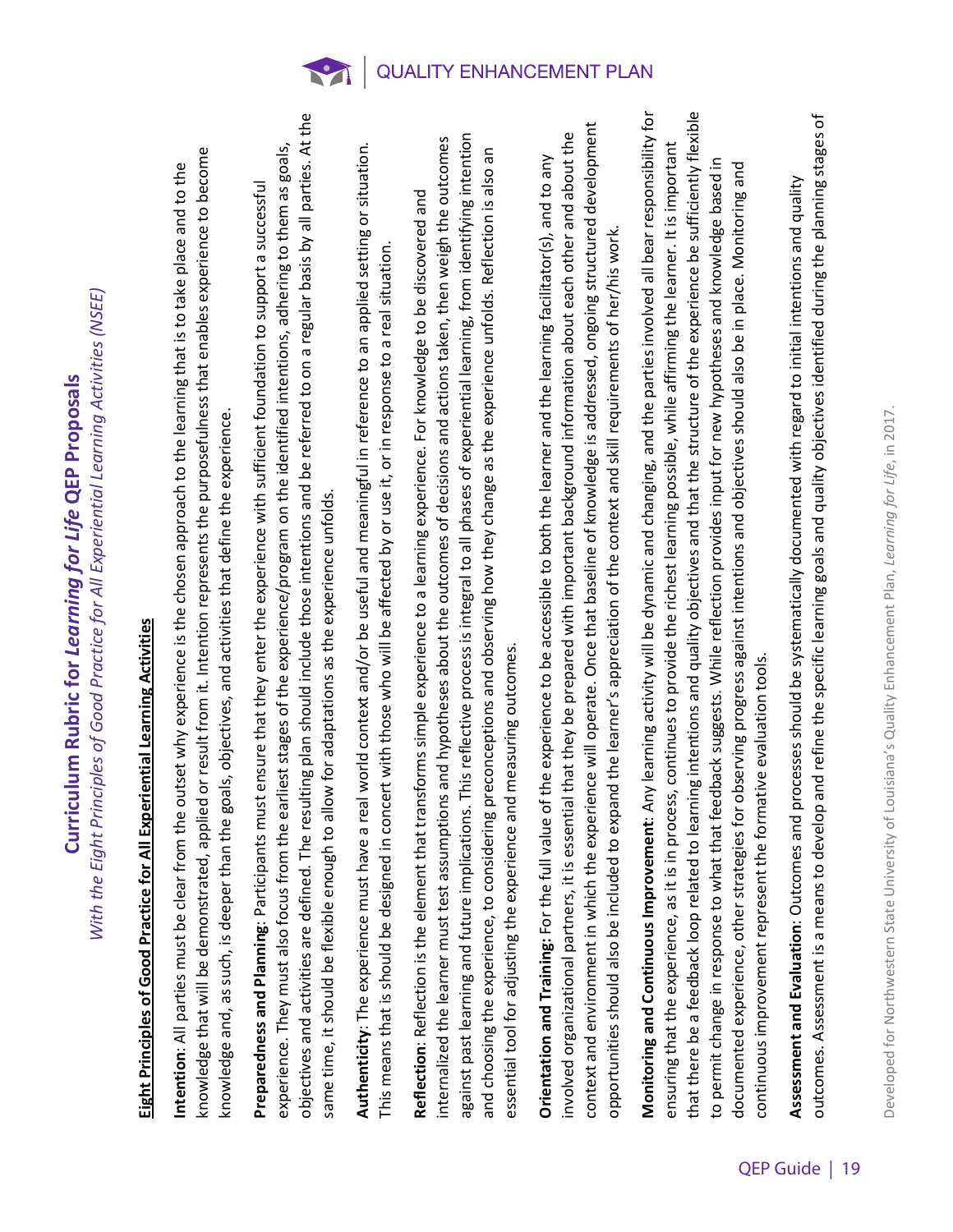## Curriculum Rubric for *Learning for Life* QEP Proposals

*With the Eight Principles of Good Practice for All Experiential Learning Activities (NSEE)*

**Eight Principles of Good Practice for All Experiential Learning Activities**

**Intention**: All parties must be clear from the outset why experience is the chosen approach to the learning that is to take place and to the knowledge that will be demonstrated, applied or result from it. Intention represents the purposefulness that enables experience to become knowledge and, as such, is deeper than the goals, objectives, and activities that define the experience.

**Preparedness and Planning**: Participants must ensure that they enter the experience with sufficient foundation to support a successful experience. They must also focus from the earliest stages of the experience/program on the identified intentions, adhering to them as goals, objectives and activities are defined. The resulting plan should include those intentions and be referred to on a regular basis by all parties. At the same time, it should be flexible enough to allow for adaptations as the experience unfolds.

**Authenticity**: The experience must have a real world context and/or be useful and meaningful in reference to an applied setting or situation. This means that is should be designed in concert with those who will be affected by or use it, or in response to a real situation.

**Reflection**: Reflection is the element that transforms simple experience to a learning experience. For knowledge to be discovered and internalized the learner must test assumptions and hypotheses about the outcomes of decisions and actions taken, then weigh the outcomes against past learning and future implications. This reflective process is integral to all phases of experiential learning, from identifying intention and choosing the experience, to considering preconceptions and observing how they change as the experience unfolds. Reflection is also an essential tool for adjusting the experience and measuring outcomes.

**Orientation and Training:** For the full value of the experience to be accessible to both the learner and the learning facilitator(s), and to any involved organizational partners, it is essential that they be prepared with important background information about each other and about the context and environment in which the experience will operate. Once that baseline of knowledge is addressed, ongoing structured development opportunities should also be included to expand the learner's appreciation of the context and skill requirements of her/his work.

**Monitoring and Continuous Improvement**: Any learning activity will be dynamic and changing, and the parties involved all bear responsibility for ensuring that the experience, as it is in process, continues to provide the richest learning possible, while affirming the learner. It is important that there be a feedback loop related to learning intentions and quality objectives and that the structure of the experience be sufficiently flexible to permit change in response to what that feedback suggests. While reflection provides input for new hypotheses and knowledge based in documented experience, other strategies for observing progress against intentions and objectives should also be in place. Monitoring and continuous improvement represent the formative evaluation tools.

**Assessment and Evaluation**: Outcomes and processes should be systematically documented with regard to initial intentions and quality outcomes. Assessment is a means to develop and refine the specific learning goals and quality objectives identified during the planning stages of

Developed for Northwestern State University of Louisiana's Quality Enhancement Plan, *Learning for Life*, in 2017.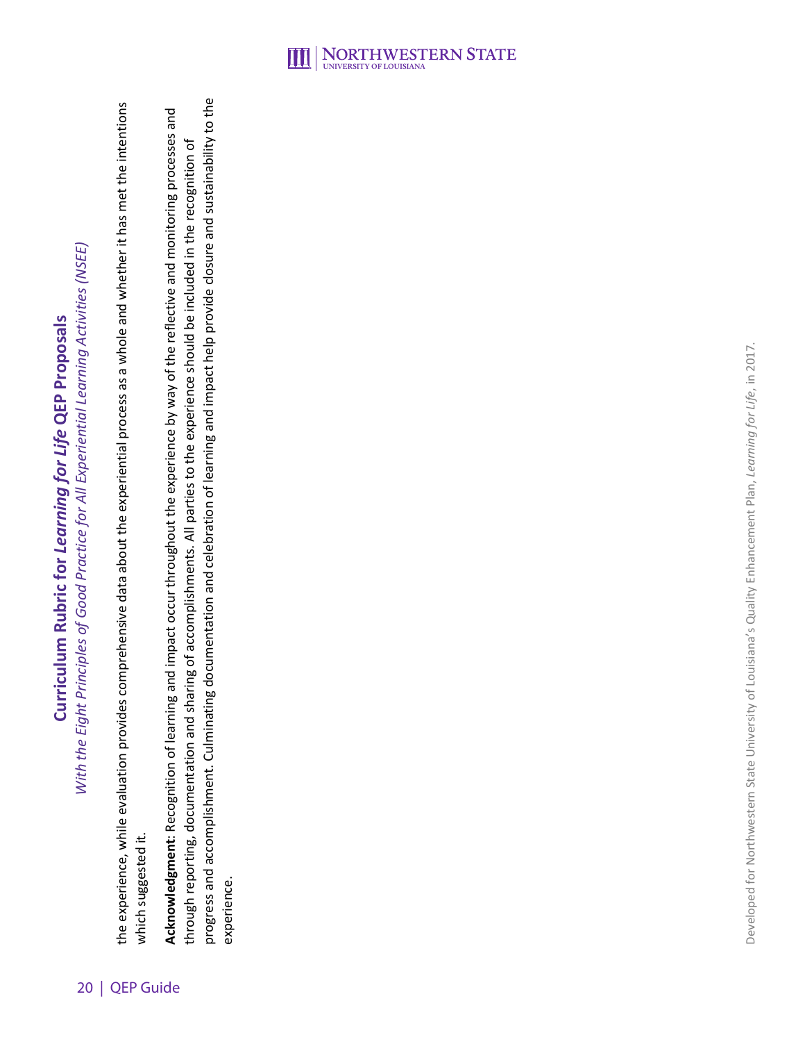the experience, while evaluation provides comprehensive data about the experiential process as a whole and whether it has met the intentions which suggested it.

**Acknowledgment**: Recognition of learning and impact occur throughout the experience by way of the reflective and monitoring processes and through reporting, documentation and sharing of accomplishments. All parties to the experience should be included in the recognition of progress and accomplishment. Culminating documentation and celebration of learning and impact help provide closure and sustainability to the experience.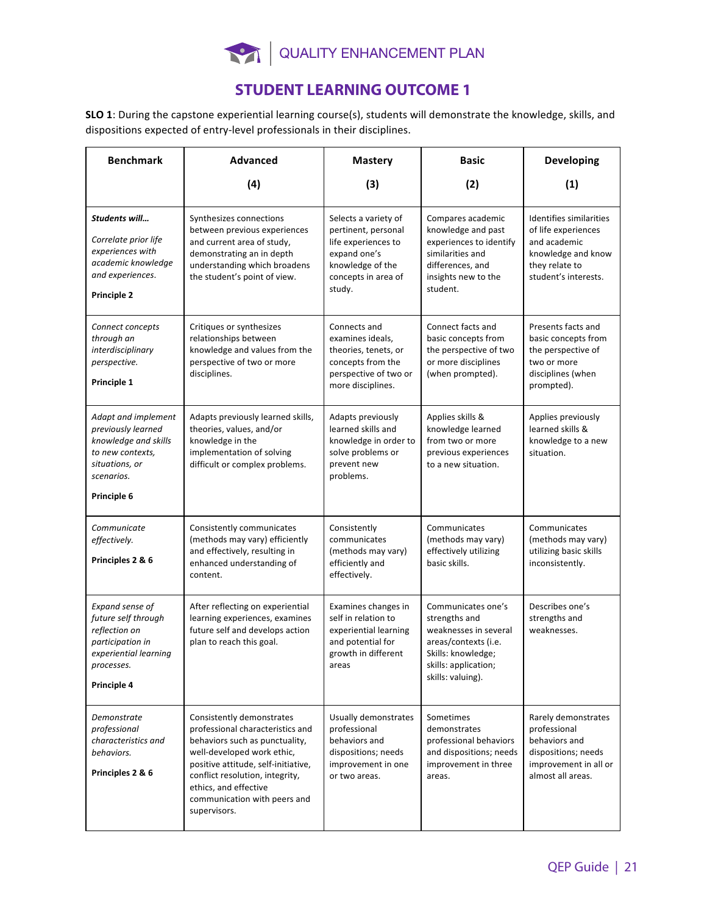## STUDENT LEARNING OUTCOME 1

**SLO 1**: During the capstone experiential learning course(s), students will demonstrate the knowledge, skills, and dispositions expected of entry-level professionals in their disciplines.

| Benchmark | Advanced (4) | Mastery (3) | Basic (2) | Developing (1) |
|---|---|---|---|---|
| ***Students will…*** *Correlate prior life experiences with academic knowledge and experiences.* **Principle 2** | Synthesizes connections between previous experiences and current area of study, demonstrating an in depth understanding which broadens the student's point of view. | Selects a variety of pertinent, personal life experiences to expand one's knowledge of the concepts in area of study. | Compares academic knowledge and past experiences to identify similarities and differences, and insights new to the student. | Identifies similarities of life experiences and academic knowledge and know they relate to student's interests. |
| *Connect concepts through an interdisciplinary perspective.* **Principle 1** | Critiques or synthesizes relationships between knowledge and values from the perspective of two or more disciplines. | Connects and examines ideals, theories, tenets, or concepts from the perspective of two or more disciplines. | Connect facts and basic concepts from the perspective of two or more disciplines (when prompted). | Presents facts and basic concepts from the perspective of two or more disciplines (when prompted). |
| *Adapt and implement previously learned knowledge and skills to new contexts, situations, or scenarios.* **Principle 6** | Adapts previously learned skills, theories, values, and/or knowledge in the implementation of solving difficult or complex problems. | Adapts previously learned skills and knowledge in order to solve problems or prevent new problems. | Applies skills & knowledge learned from two or more previous experiences to a new situation. | Applies previously learned skills & knowledge to a new situation. |
| *Communicate effectively.* **Principles 2 & 6** | Consistently communicates (methods may vary) efficiently and effectively, resulting in enhanced understanding of content. | Consistently communicates (methods may vary) efficiently and effectively. | Communicates (methods may vary) effectively utilizing basic skills. | Communicates (methods may vary) utilizing basic skills inconsistently. |
| *Expand sense of future self through reflection on participation in experiential learning processes.* **Principle 4** | After reflecting on experiential learning experiences, examines future self and develops action plan to reach this goal. | Examines changes in self in relation to experiential learning and potential for growth in different areas | Communicates one's strengths and weaknesses in several areas/contexts (i.e. Skills: knowledge; skills: application; skills: valuing). | Describes one's strengths and weaknesses. |
| *Demonstrate professional characteristics and behaviors.* **Principles 2 & 6** | Consistently demonstrates professional characteristics and behaviors such as punctuality, well-developed work ethic, positive attitude, self-initiative, conflict resolution, integrity, ethics, and effective communication with peers and supervisors. | Usually demonstrates professional behaviors and dispositions; needs improvement in one or two areas. | Sometimes demonstrates professional behaviors and dispositions; needs improvement in three areas. | Rarely demonstrates professional behaviors and dispositions; needs improvement in all or almost all areas. |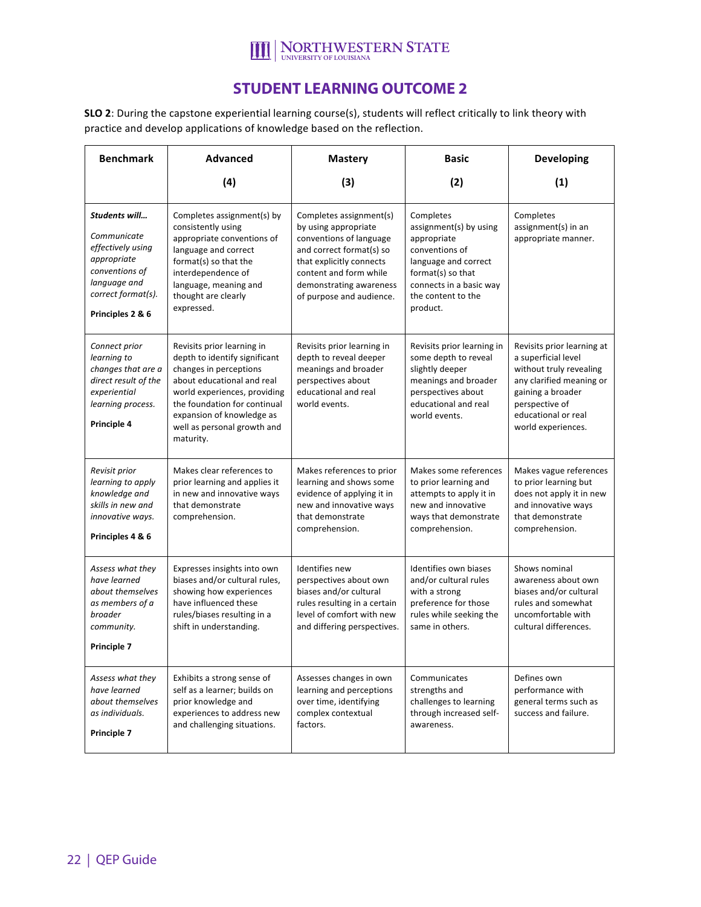# STUDENT LEARNING OUTCOME 2

**SLO 2**: During the capstone experiential learning course(s), students will reflect critically to link theory with practice and develop applications of knowledge based on the reflection.

| Benchmark | Advanced (4) | Mastery (3) | Basic (2) | Developing (1) |
|---|---|---|---|---|
| ***Students will…*** *Communicate effectively using appropriate conventions of language and correct format(s).* **Principles 2 & 6** | Completes assignment(s) by consistently using appropriate conventions of language and correct format(s) so that the interdependence of language, meaning and thought are clearly expressed. | Completes assignment(s) by using appropriate conventions of language and correct format(s) so that explicitly connects content and form while demonstrating awareness of purpose and audience. | Completes assignment(s) by using appropriate conventions of language and correct format(s) so that connects in a basic way the content to the product. | Completes assignment(s) in an appropriate manner. |
| *Connect prior learning to changes that are a direct result of the experiential learning process.* **Principle 4** | Revisits prior learning in depth to identify significant changes in perceptions about educational and real world experiences, providing the foundation for continual expansion of knowledge as well as personal growth and maturity. | Revisits prior learning in depth to reveal deeper meanings and broader perspectives about educational and real world events. | Revisits prior learning in some depth to reveal slightly deeper meanings and broader perspectives about educational and real world events. | Revisits prior learning at a superficial level without truly revealing any clarified meaning or gaining a broader perspective of educational or real world experiences. |
| *Revisit prior learning to apply knowledge and skills in new and innovative ways.* **Principles 4 & 6** | Makes clear references to prior learning and applies it in new and innovative ways that demonstrate comprehension. | Makes references to prior learning and shows some evidence of applying it in new and innovative ways that demonstrate comprehension. | Makes some references to prior learning and attempts to apply it in new and innovative ways that demonstrate comprehension. | Makes vague references to prior learning but does not apply it in new and innovative ways that demonstrate comprehension. |
| *Assess what they have learned about themselves as members of a broader community.* **Principle 7** | Expresses insights into own biases and/or cultural rules, showing how experiences have influenced these rules/biases resulting in a shift in understanding. | Identifies new perspectives about own biases and/or cultural rules resulting in a certain level of comfort with new and differing perspectives. | Identifies own biases and/or cultural rules with a strong preference for those rules while seeking the same in others. | Shows nominal awareness about own biases and/or cultural rules and somewhat uncomfortable with cultural differences. |
| *Assess what they have learned about themselves as individuals.* **Principle 7** | Exhibits a strong sense of self as a learner; builds on prior knowledge and experiences to address new and challenging situations. | Assesses changes in own learning and perceptions over time, identifying complex contextual factors. | Communicates strengths and challenges to learning through increased self-awareness. | Defines own performance with general terms such as success and failure. |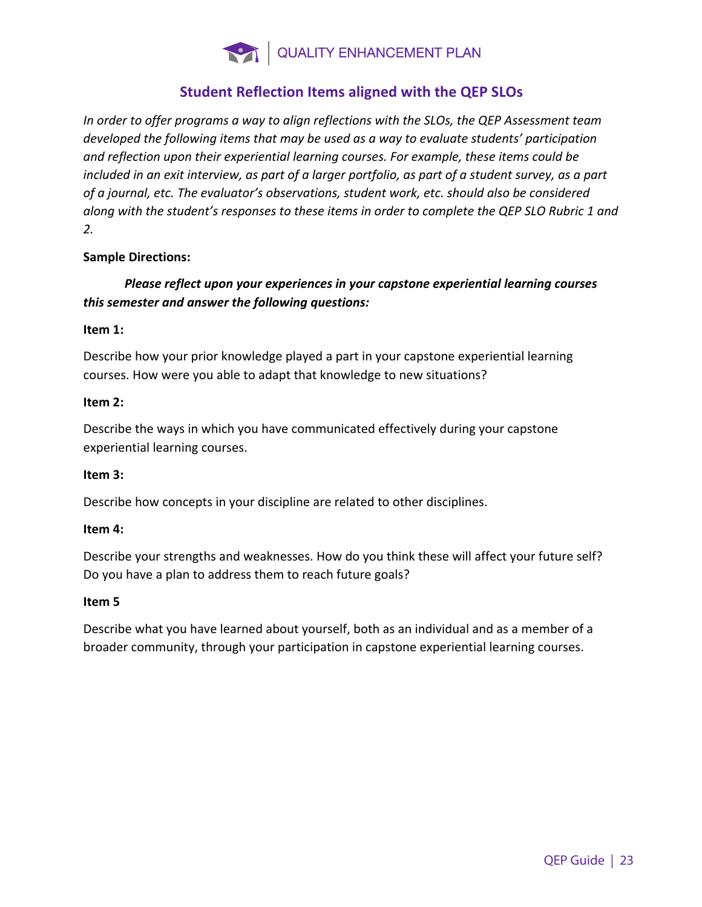## Student Reflection Items aligned with the QEP SLOs

*In order to offer programs a way to align reflections with the SLOs, the QEP Assessment team developed the following items that may be used as a way to evaluate students' participation and reflection upon their experiential learning courses. For example, these items could be included in an exit interview, as part of a larger portfolio, as part of a student survey, as a part of a journal, etc. The evaluator's observations, student work, etc. should also be considered along with the student's responses to these items in order to complete the QEP SLO Rubric 1 and 2.*

**Sample Directions:**

***Please reflect upon your experiences in your capstone experiential learning courses this semester and answer the following questions:***

**Item 1:**

Describe how your prior knowledge played a part in your capstone experiential learning courses. How were you able to adapt that knowledge to new situations?

**Item 2:**

Describe the ways in which you have communicated effectively during your capstone experiential learning courses.

**Item 3:**

Describe how concepts in your discipline are related to other disciplines.

**Item 4:**

Describe your strengths and weaknesses. How do you think these will affect your future self? Do you have a plan to address them to reach future goals?

**Item 5**

Describe what you have learned about yourself, both as an individual and as a member of a broader community, through your participation in capstone experiential learning courses.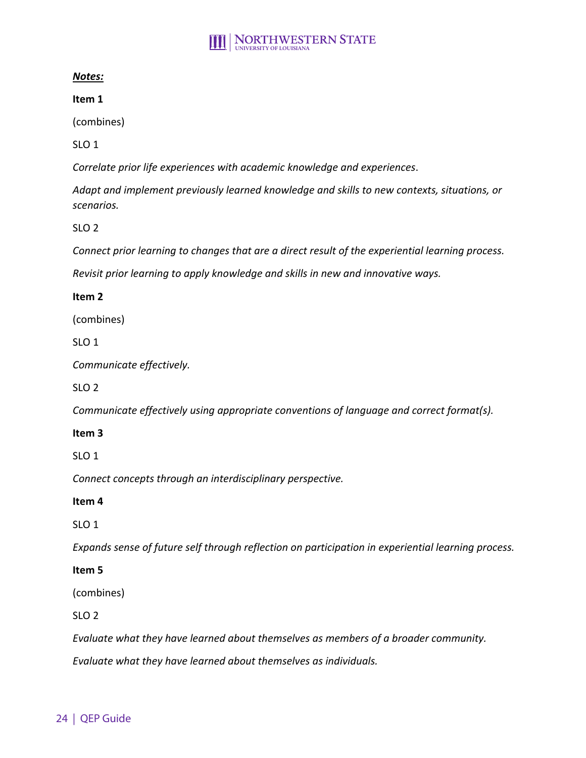***Notes:***

**Item 1**

(combines)

SLO 1

*Correlate prior life experiences with academic knowledge and experiences*.

*Adapt and implement previously learned knowledge and skills to new contexts, situations, or scenarios.*

SLO 2

*Connect prior learning to changes that are a direct result of the experiential learning process.*

*Revisit prior learning to apply knowledge and skills in new and innovative ways.*

**Item 2**

(combines)

SLO 1

*Communicate effectively.*

SLO 2

*Communicate effectively using appropriate conventions of language and correct format(s).*

**Item 3**

SLO 1

*Connect concepts through an interdisciplinary perspective.*

**Item 4**

SLO 1

*Expands sense of future self through reflection on participation in experiential learning process.*

**Item 5**

(combines)

SLO 2

*Evaluate what they have learned about themselves as members of a broader community.*

*Evaluate what they have learned about themselves as individuals.*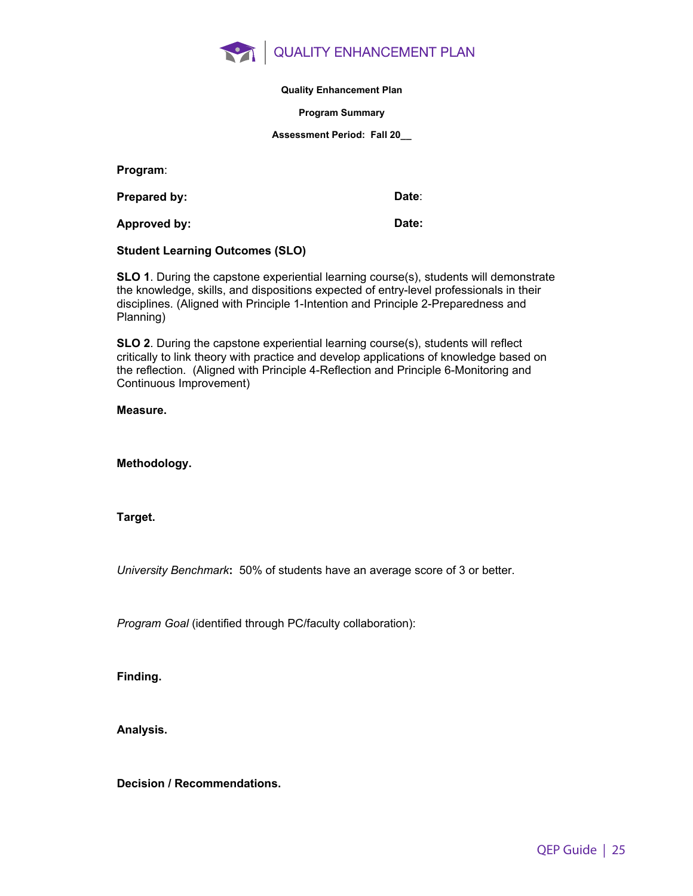**Quality Enhancement Plan**

**Program Summary**

**Assessment Period: Fall 20__**

**Program**:

**Prepared by:** **Date**:

**Approved by:** **Date:**

**Student Learning Outcomes (SLO)**

**SLO 1**. During the capstone experiential learning course(s), students will demonstrate the knowledge, skills, and dispositions expected of entry-level professionals in their disciplines. (Aligned with Principle 1-Intention and Principle 2-Preparedness and Planning)

**SLO 2**. During the capstone experiential learning course(s), students will reflect critically to link theory with practice and develop applications of knowledge based on the reflection. (Aligned with Principle 4-Reflection and Principle 6-Monitoring and Continuous Improvement)

**Measure.**

**Methodology.**

**Target.**

*University Benchmark***:** 50% of students have an average score of 3 or better.

*Program Goal* (identified through PC/faculty collaboration):

**Finding.**

**Analysis.**

**Decision / Recommendations.**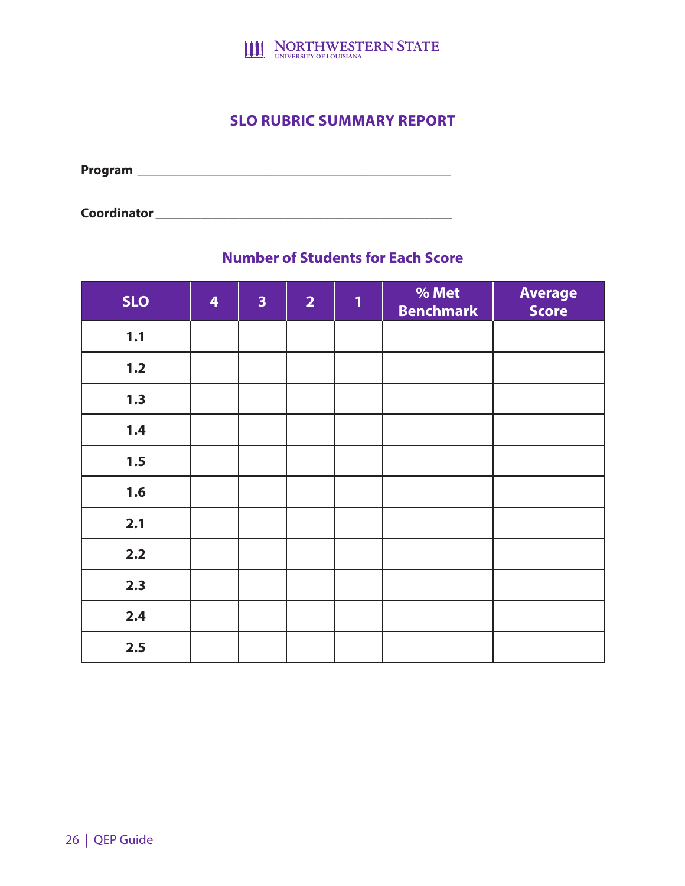NORTHWESTERN STATE
UNIVERSITY OF LOUISIANA

# SLO RUBRIC SUMMARY REPORT

**Program** ___________________________________________

**Coordinator** _________________________________________

## Number of Students for Each Score

| SLO | 4 | 3 | 2 | 1 | % Met Benchmark | Average Score |
|---|---|---|---|---|---|---|
| 1.1 | | | | | | |
| 1.2 | | | | | | |
| 1.3 | | | | | | |
| 1.4 | | | | | | |
| 1.5 | | | | | | |
| 1.6 | | | | | | |
| 2.1 | | | | | | |
| 2.2 | | | | | | |
| 2.3 | | | | | | |
| 2.4 | | | | | | |
| 2.5 | | | | | | |